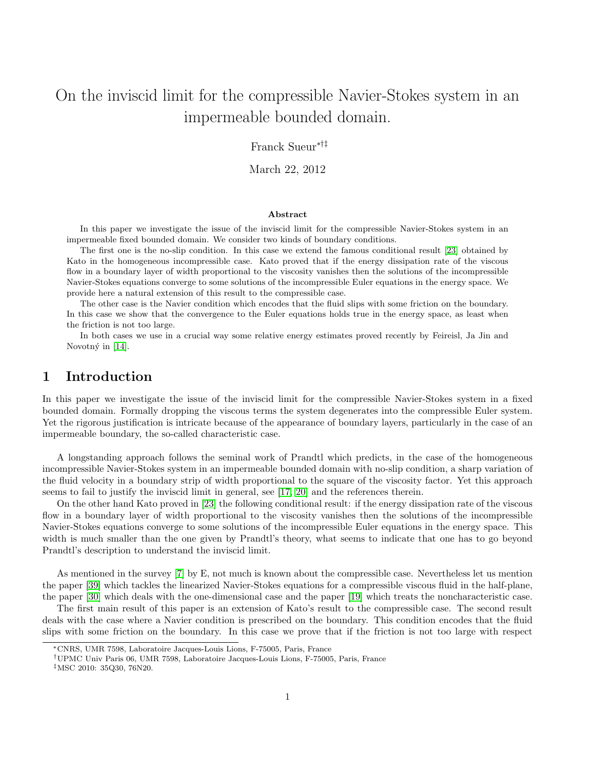# On the inviscid limit for the compressible Navier-Stokes system in an impermeable bounded domain.

Franck Sueur[*†‡]

March 22, 2012

### Abstract

In this paper we investigate the issue of the inviscid limit for the compressible Navier-Stokes system in an impermeable fixed bounded domain. We consider two kinds of boundary conditions.

The first one is the no-slip condition. In this case we extend the famous conditional result [23] obtained by Kato in the homogeneous incompressible case. Kato proved that if the energy dissipation rate of the viscous flow in a boundary layer of width proportional to the viscosity vanishes then the solutions of the incompressible Navier-Stokes equations converge to some solutions of the incompressible Euler equations in the energy space. We provide here a natural extension of this result to the compressible case.

The other case is the Navier condition which encodes that the fluid slips with some friction on the boundary. In this case we show that the convergence to the Euler equations holds true in the energy space, as least when the friction is not too large.

In both cases we use in a crucial way some relative energy estimates proved recently by Feireisl, Ja Jin and Novotný in [14].

## 1 Introduction

In this paper we investigate the issue of the inviscid limit for the compressible Navier-Stokes system in a fixed bounded domain. Formally dropping the viscous terms the system degenerates into the compressible Euler system. Yet the rigorous justification is intricate because of the appearance of boundary layers, particularly in the case of an impermeable boundary, the so-called characteristic case.

A longstanding approach follows the seminal work of Prandtl which predicts, in the case of the homogeneous incompressible Navier-Stokes system in an impermeable bounded domain with no-slip condition, a sharp variation of the fluid velocity in a boundary strip of width proportional to the square of the viscosity factor. Yet this approach seems to fail to justify the inviscid limit in general, see [17, 20] and the references therein.

On the other hand Kato proved in [23] the following conditional result: if the energy dissipation rate of the viscous flow in a boundary layer of width proportional to the viscosity vanishes then the solutions of the incompressible Navier-Stokes equations converge to some solutions of the incompressible Euler equations in the energy space. This width is much smaller than the one given by Prandtl's theory, what seems to indicate that one has to go beyond Prandtl's description to understand the inviscid limit.

As mentioned in the survey [7] by E, not much is known about the compressible case. Nevertheless let us mention the paper [39] which tackles the linearized Navier-Stokes equations for a compressible viscous fluid in the half-plane, the paper [30] which deals with the one-dimensional case and the paper [19] which treats the noncharacteristic case.

The first main result of this paper is an extension of Kato's result to the compressible case. The second result deals with the case where a Navier condition is prescribed on the boundary. This condition encodes that the fluid slips with some friction on the boundary. In this case we prove that if the friction is not too large with respect

---

[*] CNRS, UMR 7598, Laboratoire Jacques-Louis Lions, F-75005, Paris, France

[†] UPMC Univ Paris 06, UMR 7598, Laboratoire Jacques-Louis Lions, F-75005, Paris, France

[‡] MSC 2010: 35Q30, 76N20.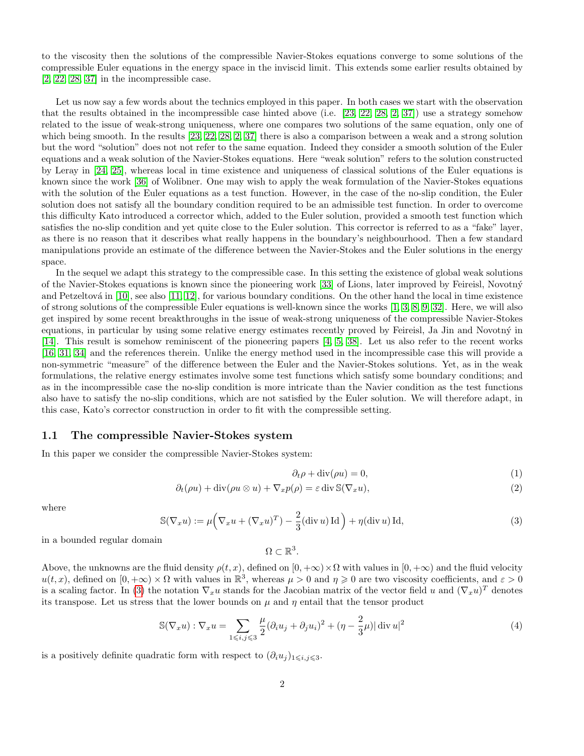to the viscosity then the solutions of the compressible Navier-Stokes equations converge to some solutions of the compressible Euler equations in the energy space in the inviscid limit. This extends some earlier results obtained by [2, 22, 28, 37] in the incompressible case.

Let us now say a few words about the technics employed in this paper. In both cases we start with the observation that the results obtained in the incompressible case hinted above (i.e. [23, 22, 28, 2, 37]) use a strategy somehow related to the issue of weak-strong uniqueness, where one compares two solutions of the same equation, only one of which being smooth. In the results [23, 22, 28, 2, 37] there is also a comparison between a weak and a strong solution but the word "solution" does not not refer to the same equation. Indeed they consider a smooth solution of the Euler equations and a weak solution of the Navier-Stokes equations. Here "weak solution" refers to the solution constructed by Leray in [24, 25], whereas local in time existence and uniqueness of classical solutions of the Euler equations is known since the work [36] of Wolibner. One may wish to apply the weak formulation of the Navier-Stokes equations with the solution of the Euler equations as a test function. However, in the case of the no-slip condition, the Euler solution does not satisfy all the boundary condition required to be an admissible test function. In order to overcome this difficulty Kato introduced a corrector which, added to the Euler solution, provided a smooth test function which satisfies the no-slip condition and yet quite close to the Euler solution. This corrector is referred to as a "fake" layer, as there is no reason that it describes what really happens in the boundary's neighbourhood. Then a few standard manipulations provide an estimate of the difference between the Navier-Stokes and the Euler solutions in the energy space.

In the sequel we adapt this strategy to the compressible case. In this setting the existence of global weak solutions of the Navier-Stokes equations is known since the pioneering work [33] of Lions, later improved by Feireisl, Novotný and Petzeltová in [10], see also [11, 12], for various boundary conditions. On the other hand the local in time existence of strong solutions of the compressible Euler equations is well-known since the works [1, 3, 8, 9, 32]. Here, we will also get inspired by some recent breakthroughs in the issue of weak-strong uniqueness of the compressible Navier-Stokes equations, in particular by using some relative energy estimates recently proved by Feireisl, Ja Jin and Novotný in [14]. This result is somehow reminiscent of the pioneering papers [4, 5, 38]. Let us also refer to the recent works [16, 31, 34] and the references therein. Unlike the energy method used in the incompressible case this will provide a non-symmetric "measure" of the difference between the Euler and the Navier-Stokes solutions. Yet, as in the weak formulations, the relative energy estimates involve some test functions which satisfy some boundary conditions; and as in the incompressible case the no-slip condition is more intricate than the Navier condition as the test functions also have to satisfy the no-slip conditions, which are not satisfied by the Euler solution. We will therefore adapt, in this case, Kato's corrector construction in order to fit with the compressible setting.

### 1.1 The compressible Navier-Stokes system

In this paper we consider the compressible Navier-Stokes system:

$$\partial_t \rho + \operatorname{div}(\rho u) = 0, \tag{1}$$

$$\partial_t(\rho u) + \operatorname{div}(\rho u \otimes u) + \nabla_x p(\rho) = \varepsilon \operatorname{div} \mathbb{S}(\nabla_x u), \tag{2}$$

where

$$\mathbb{S}(\nabla_x u) := \mu\Big(\nabla_x u + (\nabla_x u)^T) - \frac{2}{3}(\operatorname{div} u)\operatorname{Id}\Big) + \eta(\operatorname{div} u)\operatorname{Id}, \tag{3}$$

in a bounded regular domain

$$\Omega \subset \mathbb{R}^3.$$

Above, the unknowns are the fluid density $\rho(t,x)$, defined on $[0,+\infty)\times\Omega$ with values in $[0,+\infty)$ and the fluid velocity $u(t,x)$, defined on $[0,+\infty)\times\Omega$ with values in $\mathbb{R}^3$, whereas $\mu > 0$ and $\eta \geqslant 0$ are two viscosity coefficients, and $\varepsilon > 0$ is a scaling factor. In (3) the notation $\nabla_x u$ stands for the Jacobian matrix of the vector field $u$ and $(\nabla_x u)^T$ denotes its transpose. Let us stress that the lower bounds on $\mu$ and $\eta$ entail that the tensor product

$$\mathbb{S}(\nabla_x u) : \nabla_x u = \sum_{1\leqslant i,j\leqslant 3} \frac{\mu}{2}(\partial_i u_j + \partial_j u_i)^2 + (\eta - \frac{2}{3}\mu)|\operatorname{div} u|^2 \tag{4}$$

is a positively definite quadratic form with respect to $(\partial_i u_j)_{1\leqslant i,j\leqslant 3}$.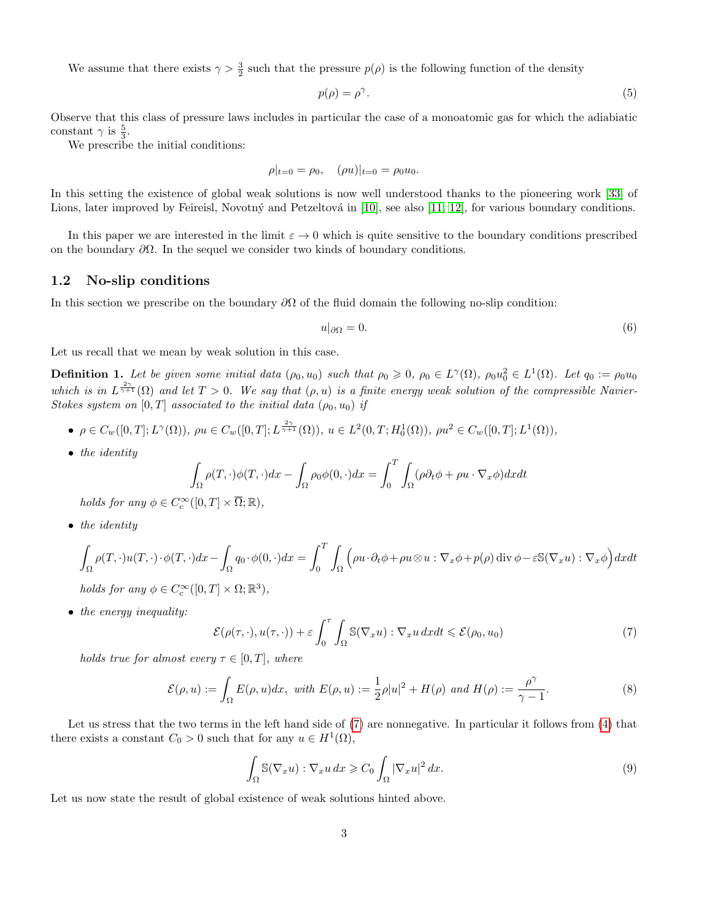We assume that there exists $\gamma > \frac{3}{2}$ such that the pressure $p(\rho)$ is the following function of the density

$$p(\rho) = \rho^\gamma. \tag{5}$$

Observe that this class of pressure laws includes in particular the case of a monoatomic gas for which the adiabatic constant $\gamma$ is $\frac{5}{3}$.

We prescribe the initial conditions:

$$\rho|_{t=0} = \rho_0, \quad (\rho u)|_{t=0} = \rho_0 u_0.$$

In this setting the existence of global weak solutions is now well understood thanks to the pioneering work [33] of Lions, later improved by Feireisl, Novotný and Petzeltová in [10], see also [11, 12], for various boundary conditions.

In this paper we are interested in the limit $\varepsilon \to 0$ which is quite sensitive to the boundary conditions prescribed on the boundary $\partial\Omega$. In the sequel we consider two kinds of boundary conditions.

## 1.2 No-slip conditions

In this section we prescribe on the boundary $\partial\Omega$ of the fluid domain the following no-slip condition:

$$u|_{\partial\Omega} = 0. \tag{6}$$

Let us recall that we mean by weak solution in this case.

**Definition 1.** *Let be given some initial data $(\rho_0, u_0)$ such that $\rho_0 \geqslant 0$, $\rho_0 \in L^\gamma(\Omega)$, $\rho_0 u_0^2 \in L^1(\Omega)$. Let $q_0 := \rho_0 u_0$ which is in $L^{\frac{2\gamma}{\gamma+1}}(\Omega)$ and let $T > 0$. We say that $(\rho, u)$ is a finite energy weak solution of the compressible Navier-Stokes system on $[0, T]$ associated to the initial data $(\rho_0, u_0)$ if*

- $\rho \in C_w([0,T]; L^\gamma(\Omega))$, $\rho u \in C_w([0,T]; L^{\frac{2\gamma}{\gamma+1}}(\Omega))$, $u \in L^2(0,T; H^1_0(\Omega))$, $\rho u^2 \in C_w([0,T]; L^1(\Omega))$,
- *the identity*

$$\int_\Omega \rho(T,\cdot)\phi(T,\cdot)dx - \int_\Omega \rho_0 \phi(0,\cdot)dx = \int_0^T \int_\Omega (\rho \partial_t \phi + \rho u \cdot \nabla_x \phi) dx dt$$

*holds for any $\phi \in C^\infty_c([0,T] \times \overline{\Omega}; \mathbb{R})$,*

- *the identity*

$$\int_\Omega \rho(T,\cdot)u(T,\cdot)\cdot\phi(T,\cdot)dx - \int_\Omega q_0 \cdot \phi(0,\cdot)dx = \int_0^T \int_\Omega \Big(\rho u \cdot \partial_t \phi + \rho u \otimes u : \nabla_x \phi + p(\rho) \operatorname{div} \phi - \varepsilon \mathbb{S}(\nabla_x u) : \nabla_x \phi\Big) dx dt$$

*holds for any $\phi \in C^\infty_c([0,T] \times \Omega; \mathbb{R}^3)$,*

- *the energy inequality:*

$$\mathcal{E}(\rho(\tau,\cdot), u(\tau,\cdot)) + \varepsilon \int_0^\tau \int_\Omega \mathbb{S}(\nabla_x u) : \nabla_x u \, dx dt \leqslant \mathcal{E}(\rho_0, u_0) \tag{7}$$

*holds true for almost every $\tau \in [0,T]$, where*

$$\mathcal{E}(\rho, u) := \int_\Omega E(\rho, u) dx, \text{ with } E(\rho, u) := \frac{1}{2}\rho|u|^2 + H(\rho) \text{ and } H(\rho) := \frac{\rho^\gamma}{\gamma - 1}. \tag{8}$$

Let us stress that the two terms in the left hand side of (7) are nonnegative. In particular it follows from (4) that there exists a constant $C_0 > 0$ such that for any $u \in H^1(\Omega)$,

$$\int_\Omega \mathbb{S}(\nabla_x u) : \nabla_x u \, dx \geqslant C_0 \int_\Omega |\nabla_x u|^2 \, dx. \tag{9}$$

Let us now state the result of global existence of weak solutions hinted above.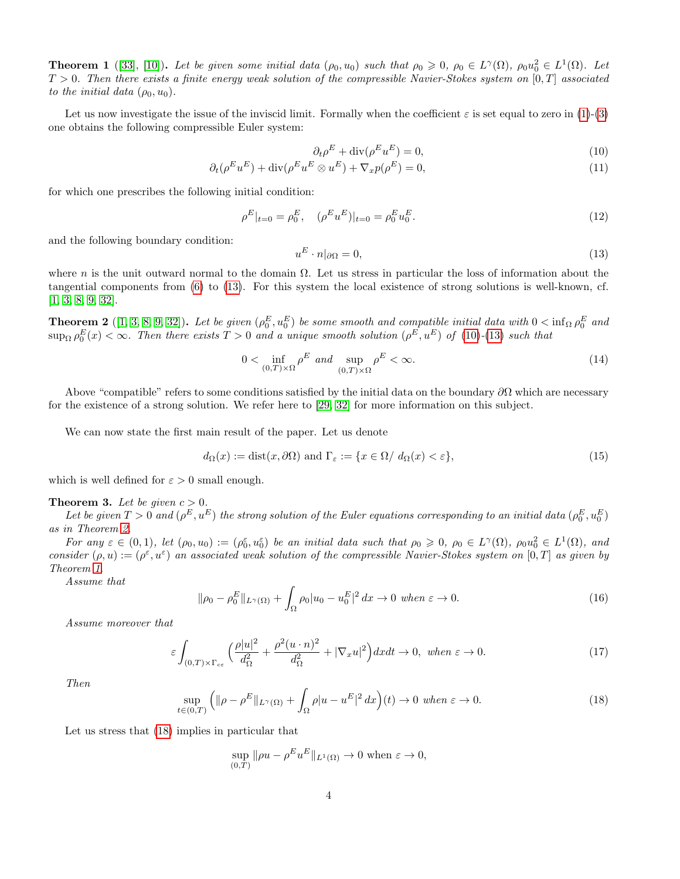**Theorem 1** ([33], [10])**.** *Let be given some initial data $(\rho_0, u_0)$ such that $\rho_0 \geqslant 0$, $\rho_0 \in L^\gamma(\Omega)$, $\rho_0 u_0^2 \in L^1(\Omega)$. Let $T > 0$. Then there exists a finite energy weak solution of the compressible Navier-Stokes system on $[0, T]$ associated to the initial data $(\rho_0, u_0)$.*

Let us now investigate the issue of the inviscid limit. Formally when the coefficient $\varepsilon$ is set equal to zero in (1)-(3) one obtains the following compressible Euler system:

$$\partial_t \rho^E + \operatorname{div}(\rho^E u^E) = 0, \tag{10}$$

$$\partial_t(\rho^E u^E) + \operatorname{div}(\rho^E u^E \otimes u^E) + \nabla_x p(\rho^E) = 0, \tag{11}$$

for which one prescribes the following initial condition:

$$\rho^E|_{t=0} = \rho_0^E, \quad (\rho^E u^E)|_{t=0} = \rho_0^E u_0^E. \tag{12}$$

and the following boundary condition:

$$u^E \cdot n|_{\partial\Omega} = 0, \tag{13}$$

where $n$ is the unit outward normal to the domain $\Omega$. Let us stress in particular the loss of information about the tangential components from (6) to (13). For this system the local existence of strong solutions is well-known, cf. [1, 3, 8, 9, 32].

**Theorem 2** ([1, 3, 8, 9, 32])**.** *Let be given $(\rho_0^E, u_0^E)$ be some smooth and compatible initial data with $0 < \inf_\Omega \rho_0^E$ and $\sup_\Omega \rho_0^E(x) < \infty$. Then there exists $T > 0$ and a unique smooth solution $(\rho^E, u^E)$ of (10)-(13) such that*

$$0 < \inf_{(0,T)\times\Omega} \rho^E \text{ and } \sup_{(0,T)\times\Omega} \rho^E < \infty. \tag{14}$$

Above "compatible" refers to some conditions satisfied by the initial data on the boundary $\partial\Omega$ which are necessary for the existence of a strong solution. We refer here to [29, 32] for more information on this subject.

We can now state the first main result of the paper. Let us denote

$$d_\Omega(x) := \operatorname{dist}(x, \partial\Omega) \text{ and } \Gamma_\varepsilon := \{x \in \Omega / \ d_\Omega(x) < \varepsilon\}, \tag{15}$$

which is well defined for $\varepsilon > 0$ small enough.

**Theorem 3.** *Let be given $c > 0$.*

*Let be given $T > 0$ and $(\rho^E, u^E)$ the strong solution of the Euler equations corresponding to an initial data $(\rho_0^E, u_0^E)$ as in Theorem 2.*

*For any $\varepsilon \in (0, 1)$, let $(\rho_0, u_0) := (\rho_0^\varepsilon, u_0^\varepsilon)$ be an initial data such that $\rho_0 \geqslant 0$, $\rho_0 \in L^\gamma(\Omega)$, $\rho_0 u_0^2 \in L^1(\Omega)$, and consider $(\rho, u) := (\rho^\varepsilon, u^\varepsilon)$ an associated weak solution of the compressible Navier-Stokes system on $[0, T]$ as given by Theorem 1.*

*Assume that*

$$\|\rho_0 - \rho_0^E\|_{L^\gamma(\Omega)} + \int_\Omega \rho_0 |u_0 - u_0^E|^2 \, dx \to 0 \text{ when } \varepsilon \to 0. \tag{16}$$

*Assume moreover that*

$$\varepsilon \int_{(0,T)\times\Gamma_{c\varepsilon}} \Big( \frac{\rho |u|^2}{d_\Omega^2} + \frac{\rho^2 (u \cdot n)^2}{d_\Omega^2} + |\nabla_x u|^2 \Big) dx dt \to 0, \text{ when } \varepsilon \to 0. \tag{17}$$

*Then*

$$\sup_{t\in(0,T)} \Big( \|\rho - \rho^E\|_{L^\gamma(\Omega)} + \int_\Omega \rho |u - u^E|^2 \, dx \Big)(t) \to 0 \text{ when } \varepsilon \to 0. \tag{18}$$

Let us stress that (18) implies in particular that

$$\sup_{(0,T)} \|\rho u - \rho^E u^E\|_{L^1(\Omega)} \to 0 \text{ when } \varepsilon \to 0,$$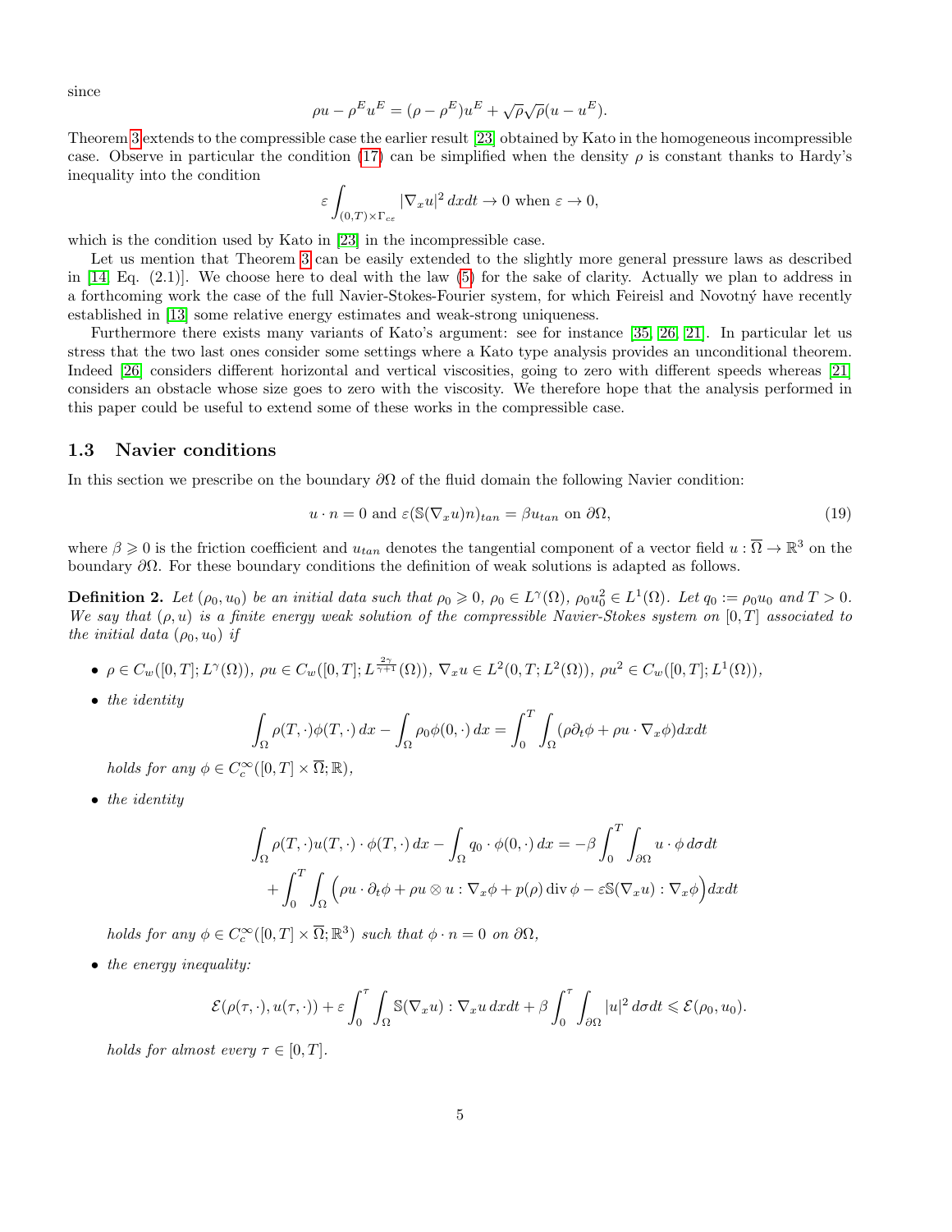since

$$\rho u - \rho^E u^E = (\rho - \rho^E) u^E + \sqrt{\rho}\sqrt{\rho}(u - u^E).$$

Theorem 3 extends to the compressible case the earlier result [23] obtained by Kato in the homogeneous incompressible case. Observe in particular the condition (17) can be simplified when the density $\rho$ is constant thanks to Hardy's inequality into the condition

$$\varepsilon \int_{(0,T)\times\Gamma_{c\varepsilon}} |\nabla_x u|^2 \, dxdt \to 0 \text{ when } \varepsilon \to 0,$$

which is the condition used by Kato in [23] in the incompressible case.

Let us mention that Theorem 3 can be easily extended to the slightly more general pressure laws as described in [14, Eq. (2.1)]. We choose here to deal with the law (5) for the sake of clarity. Actually we plan to address in a forthcoming work the case of the full Navier-Stokes-Fourier system, for which Feireisl and Novotný have recently established in [13] some relative energy estimates and weak-strong uniqueness.

Furthermore there exists many variants of Kato's argument: see for instance [35, 26, 21]. In particular let us stress that the two last ones consider some settings where a Kato type analysis provides an unconditional theorem. Indeed [26] considers different horizontal and vertical viscosities, going to zero with different speeds whereas [21] considers an obstacle whose size goes to zero with the viscosity. We therefore hope that the analysis performed in this paper could be useful to extend some of these works in the compressible case.

### 1.3 Navier conditions

In this section we prescribe on the boundary $\partial\Omega$ of the fluid domain the following Navier condition:

$$u \cdot n = 0 \text{ and } \varepsilon(\mathbb{S}(\nabla_x u)n)_{tan} = \beta u_{tan} \text{ on } \partial\Omega, \tag{19}$$

where $\beta \geqslant 0$ is the friction coefficient and $u_{tan}$ denotes the tangential component of a vector field $u : \overline{\Omega} \to \mathbb{R}^3$ on the boundary $\partial\Omega$. For these boundary conditions the definition of weak solutions is adapted as follows.

**Definition 2.** *Let $(\rho_0, u_0)$ be an initial data such that $\rho_0 \geqslant 0$, $\rho_0 \in L^\gamma(\Omega)$, $\rho_0 u_0^2 \in L^1(\Omega)$. Let $q_0 := \rho_0 u_0$ and $T > 0$. We say that $(\rho, u)$ is a finite energy weak solution of the compressible Navier-Stokes system on $[0,T]$ associated to the initial data $(\rho_0, u_0)$ if*

- $\rho \in C_w([0,T]; L^\gamma(\Omega))$, $\rho u \in C_w([0,T]; L^{\frac{2\gamma}{\gamma+1}}(\Omega))$, $\nabla_x u \in L^2(0,T; L^2(\Omega))$, $\rho u^2 \in C_w([0,T]; L^1(\Omega))$,
- *the identity*

$$\int_\Omega \rho(T,\cdot)\phi(T,\cdot)\, dx - \int_\Omega \rho_0 \phi(0,\cdot)\, dx = \int_0^T \int_\Omega (\rho \partial_t \phi + \rho u \cdot \nabla_x \phi) dxdt$$

  *holds for any $\phi \in C_c^\infty([0,T] \times \overline{\Omega}; \mathbb{R})$,*
- *the identity*

$$\int_\Omega \rho(T,\cdot)u(T,\cdot) \cdot \phi(T,\cdot)\, dx - \int_\Omega q_0 \cdot \phi(0,\cdot)\, dx = -\beta \int_0^T \int_{\partial\Omega} u \cdot \phi \, d\sigma dt$$
$$+ \int_0^T \int_\Omega \Big( \rho u \cdot \partial_t \phi + \rho u \otimes u : \nabla_x \phi + p(\rho) \operatorname{div} \phi - \varepsilon \mathbb{S}(\nabla_x u) : \nabla_x \phi \Big) dxdt$$

  *holds for any $\phi \in C_c^\infty([0,T] \times \overline{\Omega}; \mathbb{R}^3)$ such that $\phi \cdot n = 0$ on $\partial\Omega$,*
- *the energy inequality:*

$$\mathcal{E}(\rho(\tau,\cdot), u(\tau,\cdot)) + \varepsilon \int_0^\tau \int_\Omega \mathbb{S}(\nabla_x u) : \nabla_x u \, dxdt + \beta \int_0^\tau \int_{\partial\Omega} |u|^2 \, d\sigma dt \leqslant \mathcal{E}(\rho_0, u_0).$$

  *holds for almost every $\tau \in [0,T]$.*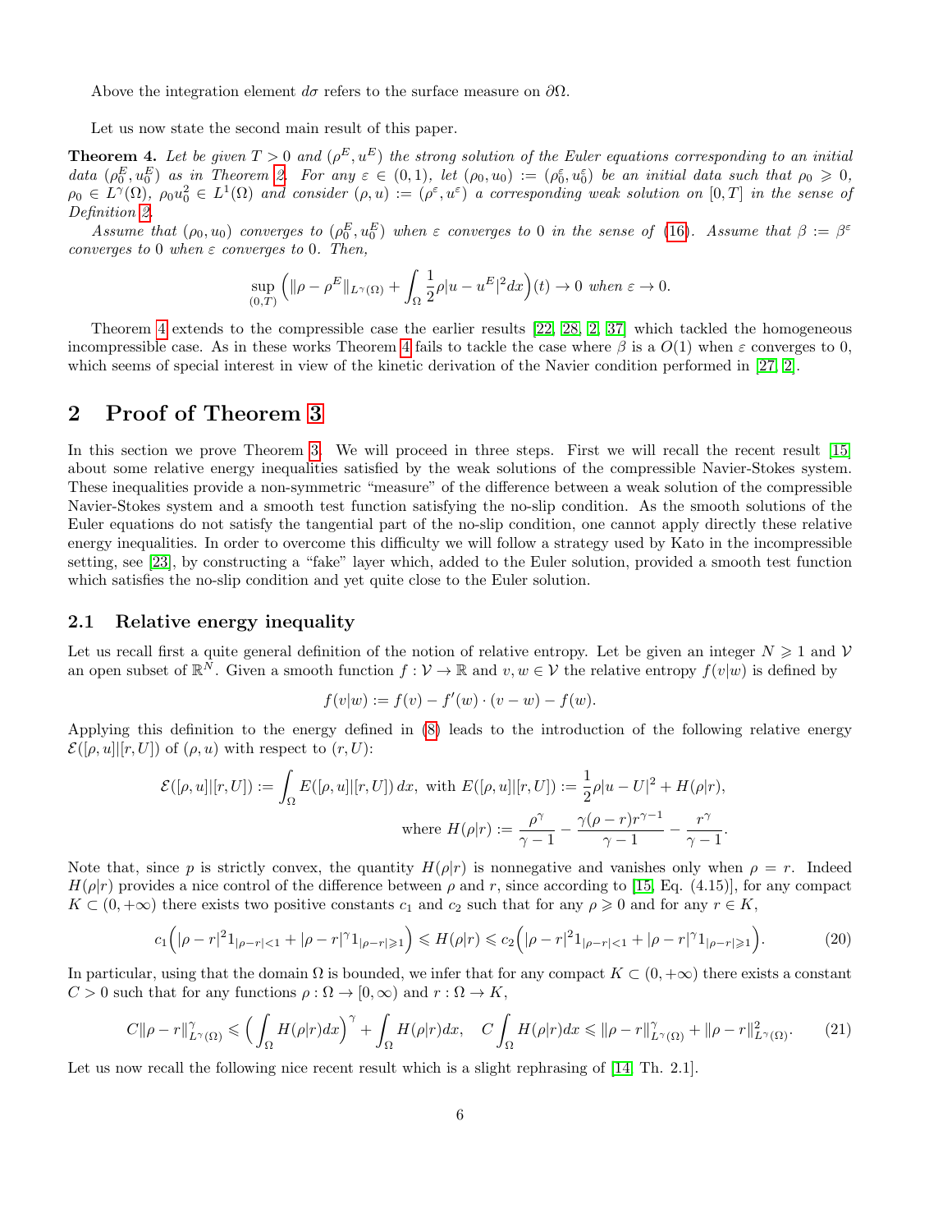Above the integration element $d\sigma$ refers to the surface measure on $\partial\Omega$.

Let us now state the second main result of this paper.

**Theorem 4.** *Let be given $T > 0$ and $(\rho^E, u^E)$ the strong solution of the Euler equations corresponding to an initial data $(\rho_0^E, u_0^E)$ as in Theorem 2. For any $\varepsilon \in (0,1)$, let $(\rho_0, u_0) := (\rho_0^\varepsilon, u_0^\varepsilon)$ be an initial data such that $\rho_0 \geqslant 0$, $\rho_0 \in L^\gamma(\Omega)$, $\rho_0 u_0^2 \in L^1(\Omega)$ and consider $(\rho, u) := (\rho^\varepsilon, u^\varepsilon)$ a corresponding weak solution on $[0,T]$ in the sense of Definition 2.*

*Assume that $(\rho_0, u_0)$ converges to $(\rho_0^E, u_0^E)$ when $\varepsilon$ converges to $0$ in the sense of (16). Assume that $\beta := \beta^\varepsilon$ converges to $0$ when $\varepsilon$ converges to $0$. Then,*

$$\sup_{(0,T)} \Big( \| \rho - \rho^E \|_{L^\gamma(\Omega)} + \int_\Omega \frac{1}{2} \rho |u - u^E|^2 dx \Big)(t) \to 0 \text{ when } \varepsilon \to 0.$$

Theorem 4 extends to the compressible case the earlier results [22, 28, 2, 37] which tackled the homogeneous incompressible case. As in these works Theorem 4 fails to tackle the case where $\beta$ is a $O(1)$ when $\varepsilon$ converges to $0$, which seems of special interest in view of the kinetic derivation of the Navier condition performed in [27, 2].

# 2 Proof of Theorem 3

In this section we prove Theorem 3. We will proceed in three steps. First we will recall the recent result [15] about some relative energy inequalities satisfied by the weak solutions of the compressible Navier-Stokes system. These inequalities provide a non-symmetric "measure" of the difference between a weak solution of the compressible Navier-Stokes system and a smooth test function satisfying the no-slip condition. As the smooth solutions of the Euler equations do not satisfy the tangential part of the no-slip condition, one cannot apply directly these relative energy inequalities. In order to overcome this difficulty we will follow a strategy used by Kato in the incompressible setting, see [23], by constructing a "fake" layer which, added to the Euler solution, provided a smooth test function which satisfies the no-slip condition and yet quite close to the Euler solution.

## 2.1 Relative energy inequality

Let us recall first a quite general definition of the notion of relative entropy. Let be given an integer $N \geqslant 1$ and $\mathcal{V}$ an open subset of $\mathbb{R}^N$. Given a smooth function $f : \mathcal{V} \to \mathbb{R}$ and $v, w \in \mathcal{V}$ the relative entropy $f(v|w)$ is defined by

$$f(v|w) := f(v) - f'(w) \cdot (v - w) - f(w).$$

Applying this definition to the energy defined in (8) leads to the introduction of the following relative energy $\mathcal{E}([\rho,u]|[r,U])$ of $(\rho,u)$ with respect to $(r,U)$:

$$\mathcal{E}([\rho,u]|[r,U]) := \int_\Omega E([\rho,u]|[r,U])\, dx, \text{ with } E([\rho,u]|[r,U]) := \frac{1}{2}\rho|u-U|^2 + H(\rho|r),$$
$$\text{where } H(\rho|r) := \frac{\rho^\gamma}{\gamma-1} - \frac{\gamma(\rho-r)r^{\gamma-1}}{\gamma-1} - \frac{r^\gamma}{\gamma-1}.$$

Note that, since $p$ is strictly convex, the quantity $H(\rho|r)$ is nonnegative and vanishes only when $\rho = r$. Indeed $H(\rho|r)$ provides a nice control of the difference between $\rho$ and $r$, since according to [15, Eq. (4.15)], for any compact $K \subset (0, +\infty)$ there exists two positive constants $c_1$ and $c_2$ such that for any $\rho \geqslant 0$ and for any $r \in K$,

$$c_1 \Big( |\rho - r|^2 1_{|\rho-r|<1} + |\rho - r|^\gamma 1_{|\rho-r|\geqslant 1} \Big) \leqslant H(\rho|r) \leqslant c_2 \Big( |\rho - r|^2 1_{|\rho-r|<1} + |\rho - r|^\gamma 1_{|\rho-r|\geqslant 1} \Big). \tag{20}$$

In particular, using that the domain $\Omega$ is bounded, we infer that for any compact $K \subset (0,+\infty)$ there exists a constant $C > 0$ such that for any functions $\rho : \Omega \to [0,\infty)$ and $r : \Omega \to K$,

$$C \| \rho - r \|^\gamma_{L^\gamma(\Omega)} \leqslant \Big( \int_\Omega H(\rho|r) dx \Big)^\gamma + \int_\Omega H(\rho|r) dx, \quad C \int_\Omega H(\rho|r) dx \leqslant \| \rho - r \|^\gamma_{L^\gamma(\Omega)} + \| \rho - r \|^2_{L^\gamma(\Omega)}. \tag{21}$$

Let us now recall the following nice recent result which is a slight rephrasing of [14, Th. 2.1].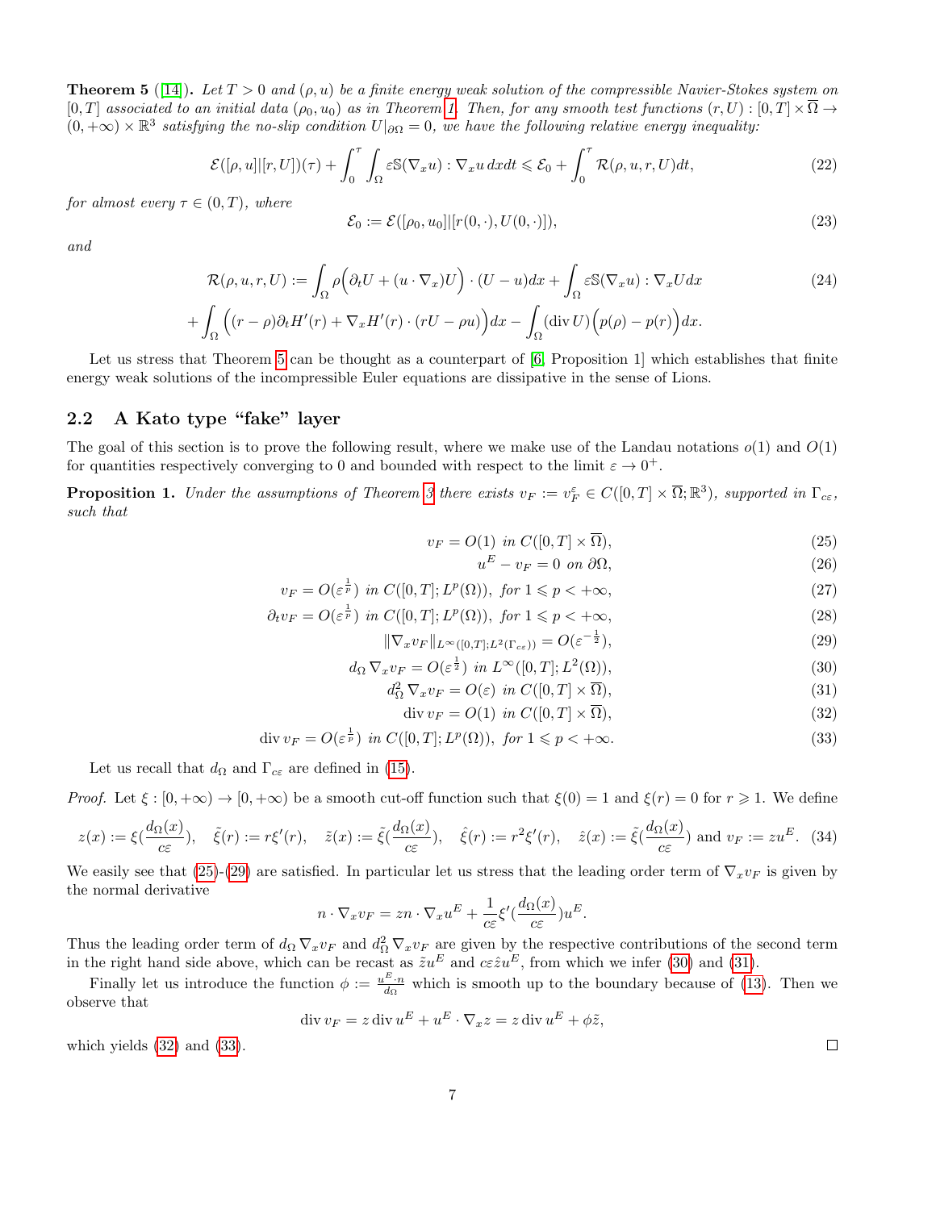**Theorem 5** ([14]). *Let $T > 0$ and $(\rho, u)$ be a finite energy weak solution of the compressible Navier-Stokes system on $[0,T]$ associated to an initial data $(\rho_0, u_0)$ as in Theorem 1. Then, for any smooth test functions $(r, U) : [0,T] \times \overline{\Omega} \to (0,+\infty) \times \mathbb{R}^3$ satisfying the no-slip condition $U|_{\partial\Omega} = 0$, we have the following relative energy inequality:*

$$\mathcal{E}([\rho,u]|[r,U])(\tau) + \int_0^\tau \int_\Omega \varepsilon \mathbb{S}(\nabla_x u) : \nabla_x u \, dx dt \leqslant \mathcal{E}_0 + \int_0^\tau \mathcal{R}(\rho,u,r,U) dt, \tag{22}$$

*for almost every $\tau \in (0,T)$, where*

$$\mathcal{E}_0 := \mathcal{E}([\rho_0,u_0]|[r(0,\cdot),U(0,\cdot)]), \tag{23}$$

*and*

$$\begin{aligned}\mathcal{R}(\rho,u,r,U) :=& \int_\Omega \rho\Big(\partial_t U + (u\cdot\nabla_x)U\Big)\cdot(U-u)dx + \int_\Omega \varepsilon\mathbb{S}(\nabla_x u) : \nabla_x U dx \\ &+ \int_\Omega \Big((r-\rho)\partial_t H'(r) + \nabla_x H'(r)\cdot(rU - \rho u)\Big)dx - \int_\Omega (\operatorname{div} U)\Big(p(\rho) - p(r)\Big)dx.\end{aligned} \tag{24}$$

Let us stress that Theorem 5 can be thought as a counterpart of [6, Proposition 1] which establishes that finite energy weak solutions of the incompressible Euler equations are dissipative in the sense of Lions.

## 2.2 A Kato type "fake" layer

The goal of this section is to prove the following result, where we make use of the Landau notations $o(1)$ and $O(1)$ for quantities respectively converging to 0 and bounded with respect to the limit $\varepsilon \to 0^+$.

**Proposition 1.** *Under the assumptions of Theorem 3 there exists $v_F := v_F^\varepsilon \in C([0,T]\times\overline{\Omega};\mathbb{R}^3)$, supported in $\Gamma_{c\varepsilon}$, such that*

$$v_F = O(1) \text{ in } C([0,T]\times\overline{\Omega}), \tag{25}$$

$$u^E - v_F = 0 \text{ on } \partial\Omega, \tag{26}$$

$$v_F = O(\varepsilon^{\frac{1}{p}}) \text{ in } C([0,T];L^p(\Omega)), \text{ for } 1 \leqslant p < +\infty, \tag{27}$$

$$\partial_t v_F = O(\varepsilon^{\frac{1}{p}}) \text{ in } C([0,T];L^p(\Omega)), \text{ for } 1 \leqslant p < +\infty, \tag{28}$$

$$\|\nabla_x v_F\|_{L^\infty([0,T];L^2(\Gamma_{c\varepsilon}))} = O(\varepsilon^{-\frac{1}{2}}), \tag{29}$$

$$d_\Omega \nabla_x v_F = O(\varepsilon^{\frac{1}{2}}) \text{ in } L^\infty([0,T];L^2(\Omega)), \tag{30}$$

$$d_\Omega^2 \nabla_x v_F = O(\varepsilon) \text{ in } C([0,T]\times\overline{\Omega}), \tag{31}$$

$$\operatorname{div} v_F = O(1) \text{ in } C([0,T]\times\overline{\Omega}), \tag{32}$$

$$\operatorname{div} v_F = O(\varepsilon^{\frac{1}{p}}) \text{ in } C([0,T];L^p(\Omega)), \text{ for } 1 \leqslant p < +\infty. \tag{33}$$

Let us recall that $d_\Omega$ and $\Gamma_{c\varepsilon}$ are defined in (15).

*Proof.* Let $\xi : [0,+\infty) \to [0,+\infty)$ be a smooth cut-off function such that $\xi(0) = 1$ and $\xi(r) = 0$ for $r \geqslant 1$. We define

$$z(x) := \xi\Big(\frac{d_\Omega(x)}{c\varepsilon}\Big), \quad \tilde{\xi}(r) := r\xi'(r), \quad \tilde{z}(x) := \tilde{\xi}\Big(\frac{d_\Omega(x)}{c\varepsilon}\Big), \quad \hat{\xi}(r) := r^2\xi'(r), \quad \hat{z}(x) := \tilde{\xi}\Big(\frac{d_\Omega(x)}{c\varepsilon}\Big) \text{ and } v_F := zu^E. \tag{34}$$

We easily see that (25)-(29) are satisfied. In particular let us stress that the leading order term of $\nabla_x v_F$ is given by the normal derivative

$$n\cdot\nabla_x v_F = zn\cdot\nabla_x u^E + \frac{1}{c\varepsilon}\xi'\Big(\frac{d_\Omega(x)}{c\varepsilon}\Big)u^E.$$

Thus the leading order term of $d_\Omega \nabla_x v_F$ and $d_\Omega^2 \nabla_x v_F$ are given by the respective contributions of the second term in the right hand side above, which can be recast as $\tilde{z}u^E$ and $c\varepsilon\hat{z}u^E$, from which we infer (30) and (31).

Finally let us introduce the function $\phi := \frac{u^E\cdot n}{d_\Omega}$ which is smooth up to the boundary because of (13). Then we observe that

$$\operatorname{div} v_F = z\operatorname{div} u^E + u^E\cdot\nabla_x z = z\operatorname{div} u^E + \phi\tilde{z},$$

which yields (32) and (33). $\square$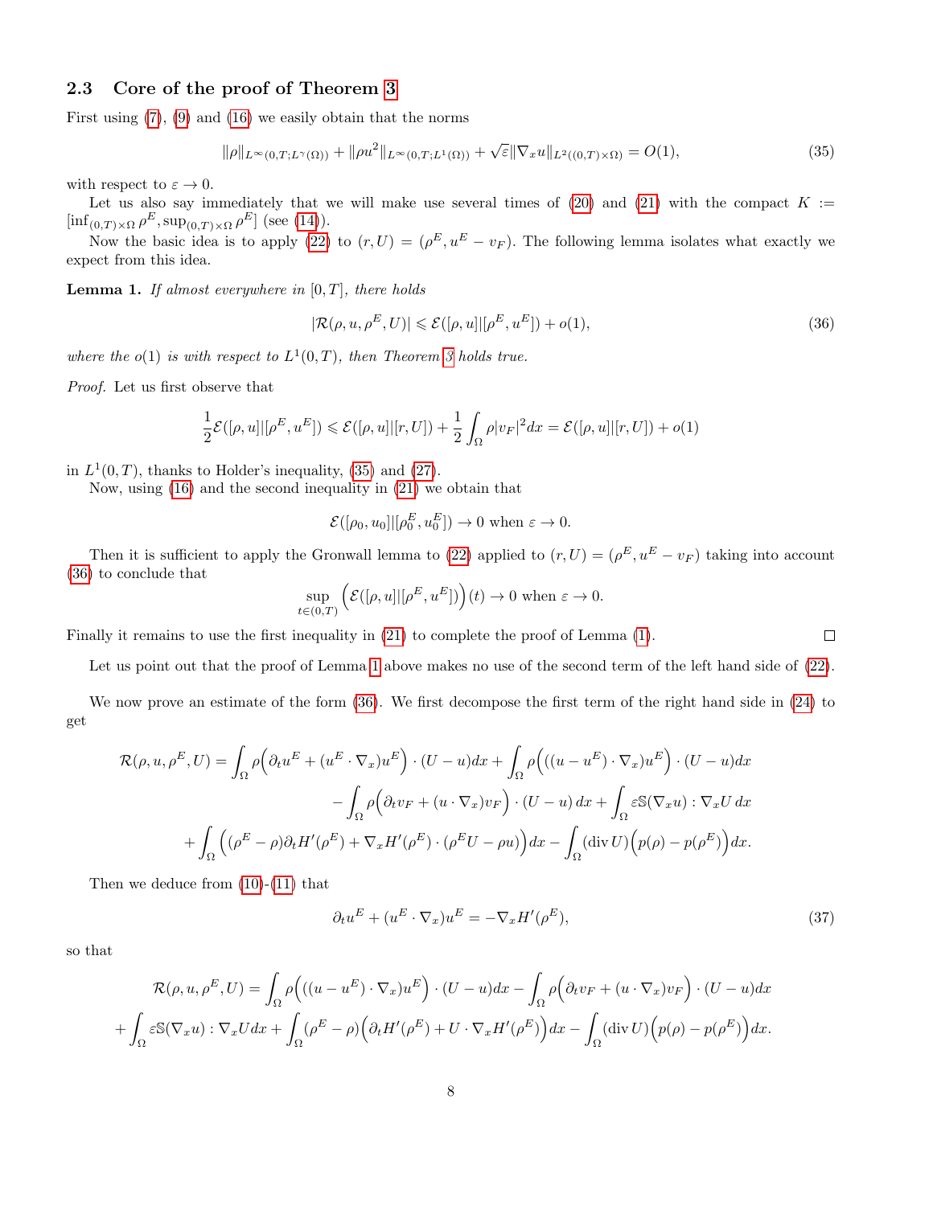### 2.3 Core of the proof of Theorem 3

First using (7), (9) and (16) we easily obtain that the norms

$$\|\rho\|_{L^\infty(0,T;L^\gamma(\Omega))} + \|\rho u^2\|_{L^\infty(0,T;L^1(\Omega))} + \sqrt{\varepsilon}\|\nabla_x u\|_{L^2((0,T)\times\Omega)} = O(1), \tag{35}$$

with respect to $\varepsilon \to 0$.

Let us also say immediately that we will make use several times of (20) and (21) with the compact $K := [\inf_{(0,T)\times\Omega} \rho^E, \sup_{(0,T)\times\Omega} \rho^E]$ (see (14)).

Now the basic idea is to apply (22) to $(r, U) = (\rho^E, u^E - v_F)$. The following lemma isolates what exactly we expect from this idea.

**Lemma 1.** *If almost everywhere in $[0,T]$, there holds*

$$|\mathcal{R}(\rho, u, \rho^E, U)| \leqslant \mathcal{E}([\rho, u]|[\rho^E, u^E]) + o(1), \tag{36}$$

*where the $o(1)$ is with respect to $L^1(0,T)$, then Theorem 3 holds true.*

*Proof.* Let us first observe that

$$\frac{1}{2}\mathcal{E}([\rho, u]|[\rho^E, u^E]) \leqslant \mathcal{E}([\rho, u]|[r, U]) + \frac{1}{2}\int_\Omega \rho |v_F|^2 dx = \mathcal{E}([\rho, u]|[r, U]) + o(1)$$

in $L^1(0,T)$, thanks to Holder's inequality, (35) and (27).

Now, using (16) and the second inequality in (21) we obtain that

$$\mathcal{E}([\rho_0, u_0]|[\rho_0^E, u_0^E]) \to 0 \text{ when } \varepsilon \to 0.$$

Then it is sufficient to apply the Gronwall lemma to (22) applied to $(r, U) = (\rho^E, u^E - v_F)$ taking into account (36) to conclude that

$$\sup_{t\in(0,T)} \Big(\mathcal{E}([\rho, u]|[\rho^E, u^E])\Big)(t) \to 0 \text{ when } \varepsilon \to 0.$$

Finally it remains to use the first inequality in (21) to complete the proof of Lemma (1). □

Let us point out that the proof of Lemma 1 above makes no use of the second term of the left hand side of (22).

We now prove an estimate of the form (36). We first decompose the first term of the right hand side in (24) to get

$$\begin{aligned}
\mathcal{R}(\rho, u, \rho^E, U) = \int_\Omega \rho\Big(\partial_t u^E + (u^E\cdot\nabla_x)u^E\Big)\cdot(U-u)dx + \int_\Omega \rho\Big(((u-u^E)\cdot\nabla_x)u^E\Big)\cdot(U-u)dx \\
- \int_\Omega \rho\Big(\partial_t v_F + (u\cdot\nabla_x)v_F\Big)\cdot(U-u)\,dx + \int_\Omega \varepsilon\mathbb{S}(\nabla_x u):\nabla_x U\,dx \\
+ \int_\Omega \Big((\rho^E-\rho)\partial_t H'(\rho^E) + \nabla_x H'(\rho^E)\cdot(\rho^E U - \rho u)\Big)dx - \int_\Omega (\operatorname{div} U)\Big(p(\rho) - p(\rho^E)\Big)dx.
\end{aligned}$$

Then we deduce from (10)-(11) that

$$\partial_t u^E + (u^E\cdot\nabla_x)u^E = -\nabla_x H'(\rho^E), \tag{37}$$

so that

$$\begin{aligned}
\mathcal{R}(\rho, u, \rho^E, U) = \int_\Omega \rho\Big(((u-u^E)\cdot\nabla_x)u^E\Big)\cdot(U-u)dx - \int_\Omega \rho\Big(\partial_t v_F + (u\cdot\nabla_x)v_F\Big)\cdot(U-u)dx \\
+ \int_\Omega \varepsilon\mathbb{S}(\nabla_x u):\nabla_x U dx + \int_\Omega (\rho^E-\rho)\Big(\partial_t H'(\rho^E) + U\cdot\nabla_x H'(\rho^E)\Big)dx - \int_\Omega (\operatorname{div} U)\Big(p(\rho) - p(\rho^E)\Big)dx.
\end{aligned}$$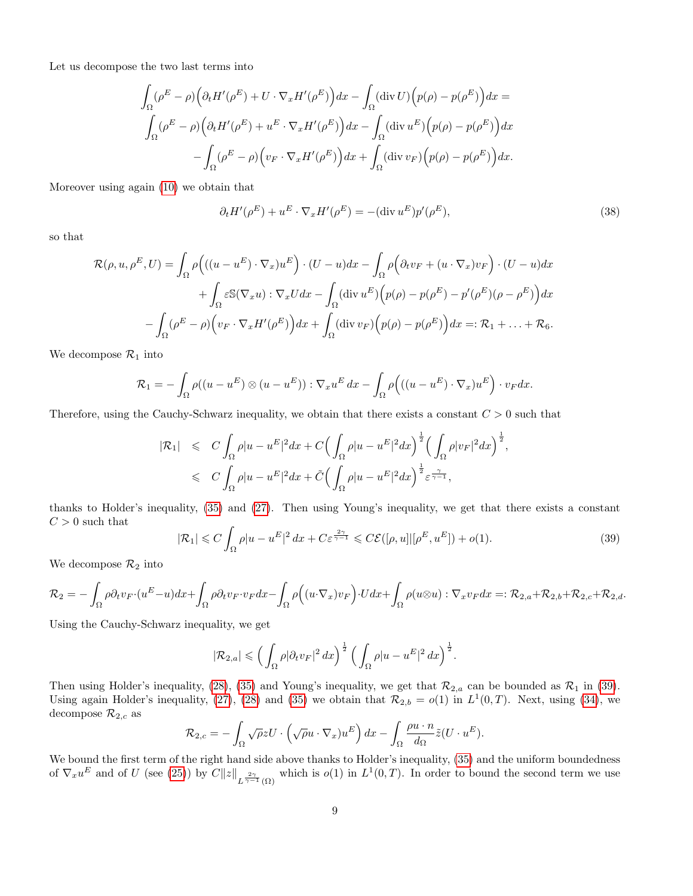Let us decompose the two last terms into

$$\int_\Omega (\rho^E - \rho)\Big(\partial_t H'(\rho^E) + U\cdot\nabla_x H'(\rho^E)\Big)dx - \int_\Omega (\operatorname{div} U)\Big(p(\rho) - p(\rho^E)\Big)dx =$$
$$\int_\Omega (\rho^E - \rho)\Big(\partial_t H'(\rho^E) + u^E\cdot\nabla_x H'(\rho^E)\Big)dx - \int_\Omega (\operatorname{div} u^E)\Big(p(\rho) - p(\rho^E)\Big)dx$$
$$-\int_\Omega (\rho^E - \rho)\Big(v_F\cdot\nabla_x H'(\rho^E)\Big)dx + \int_\Omega (\operatorname{div} v_F)\Big(p(\rho) - p(\rho^E)\Big)dx.$$

Moreover using again (10) we obtain that

$$\partial_t H'(\rho^E) + u^E\cdot\nabla_x H'(\rho^E) = -(\operatorname{div} u^E)p'(\rho^E), \tag{38}$$

so that

$$\mathcal{R}(\rho,u,\rho^E,U) = \int_\Omega \rho\Big(((u-u^E)\cdot\nabla_x)u^E\Big)\cdot(U-u)dx - \int_\Omega \rho\Big(\partial_t v_F + (u\cdot\nabla_x)v_F\Big)\cdot(U-u)dx$$
$$+\int_\Omega \varepsilon\mathbb{S}(\nabla_x u):\nabla_x U dx - \int_\Omega (\operatorname{div} u^E)\Big(p(\rho) - p(\rho^E) - p'(\rho^E)(\rho-\rho^E)\Big)dx$$
$$-\int_\Omega (\rho^E-\rho)\Big(v_F\cdot\nabla_x H'(\rho^E)\Big)dx + \int_\Omega (\operatorname{div} v_F)\Big(p(\rho)-p(\rho^E)\Big)dx =: \mathcal{R}_1 + \ldots + \mathcal{R}_6.$$

We decompose $\mathcal{R}_1$ into

$$\mathcal{R}_1 = -\int_\Omega \rho((u-u^E)\otimes(u-u^E)):\nabla_x u^E\,dx - \int_\Omega \rho\Big(((u-u^E)\cdot\nabla_x)u^E\Big)\cdot v_F dx.$$

Therefore, using the Cauchy-Schwarz inequality, we obtain that there exists a constant $C>0$ such that

$$\begin{aligned}
|\mathcal{R}_1| &\leqslant C\int_\Omega \rho|u-u^E|^2dx + C\Big(\int_\Omega \rho|u-u^E|^2dx\Big)^{\frac{1}{2}}\Big(\int_\Omega \rho|v_F|^2dx\Big)^{\frac{1}{2}},\\
&\leqslant C\int_\Omega \rho|u-u^E|^2dx + \tilde{C}\Big(\int_\Omega \rho|u-u^E|^2dx\Big)^{\frac{1}{2}}\varepsilon^{\frac{\gamma}{\gamma-1}},
\end{aligned}$$

thanks to Holder's inequality, (35) and (27). Then using Young's inequality, we get that there exists a constant $C>0$ such that

$$|\mathcal{R}_1| \leqslant C\int_\Omega \rho|u-u^E|^2\,dx + C\varepsilon^{\frac{2\gamma}{\gamma-1}} \leqslant C\mathcal{E}([\rho,u]|[\rho^E,u^E]) + o(1). \tag{39}$$

We decompose $\mathcal{R}_2$ into

$$\mathcal{R}_2 = -\int_\Omega \rho\partial_t v_F\cdot(u^E-u)dx + \int_\Omega \rho\partial_t v_F\cdot v_F dx - \int_\Omega \rho\Big((u\cdot\nabla_x)v_F\Big)\cdot U dx + \int_\Omega \rho(u\otimes u):\nabla_x v_F dx =: \mathcal{R}_{2,a}+\mathcal{R}_{2,b}+\mathcal{R}_{2,c}+\mathcal{R}_{2,d}.$$

Using the Cauchy-Schwarz inequality, we get

$$|\mathcal{R}_{2,a}| \leqslant \Big(\int_\Omega \rho|\partial_t v_F|^2\,dx\Big)^{\frac{1}{2}}\Big(\int_\Omega \rho|u-u^E|^2\,dx\Big)^{\frac{1}{2}}.$$

Then using Holder's inequality, (28), (35) and Young's inequality, we get that $\mathcal{R}_{2,a}$ can be bounded as $\mathcal{R}_1$ in (39). Using again Holder's inequality, (27), (28) and (35) we obtain that $\mathcal{R}_{2,b} = o(1)$ in $L^1(0,T)$. Next, using (34), we decompose $\mathcal{R}_{2,c}$ as

$$\mathcal{R}_{2,c} = -\int_\Omega \sqrt{\rho}zU\cdot\Big(\sqrt{\rho}u\cdot\nabla_x)u^E\Big)\,dx - \int_\Omega \frac{\rho u\cdot n}{d_\Omega}\tilde{z}(U\cdot u^E).$$

We bound the first term of the right hand side above thanks to Holder's inequality, (35) and the uniform boundedness of $\nabla_x u^E$ and of $U$ (see (25)) by $C\|z\|_{L^{\frac{2\gamma}{\gamma-1}}(\Omega)}$ which is $o(1)$ in $L^1(0,T)$. In order to bound the second term we use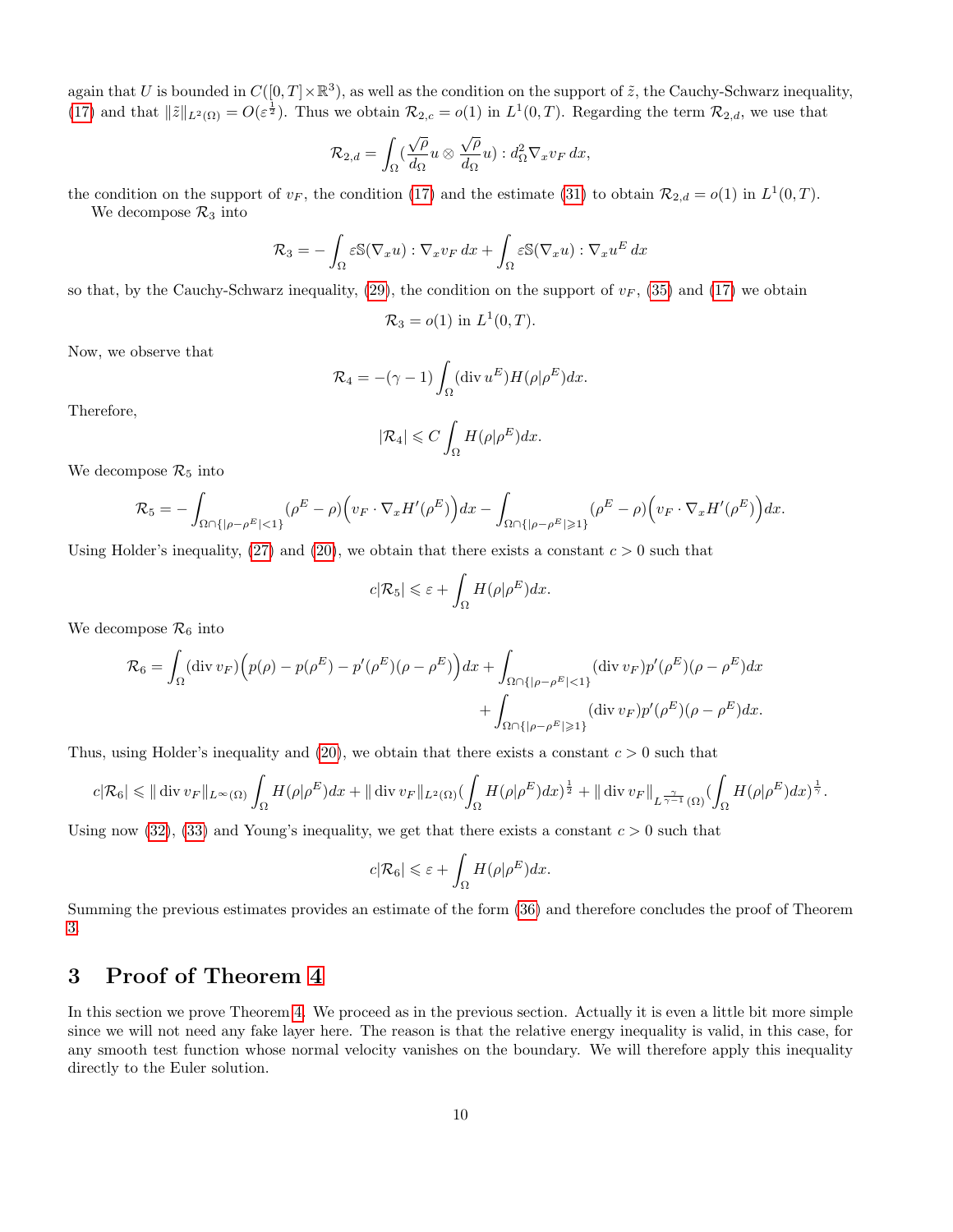again that $U$ is bounded in $C([0,T]\times\mathbb{R}^3)$, as well as the condition on the support of $\tilde{z}$, the Cauchy-Schwarz inequality, (17) and that $\|\tilde{z}\|_{L^2(\Omega)} = O(\varepsilon^{\frac{1}{2}})$. Thus we obtain $\mathcal{R}_{2,c} = o(1)$ in $L^1(0,T)$. Regarding the term $\mathcal{R}_{2,d}$, we use that

$$\mathcal{R}_{2,d} = \int_\Omega \big(\frac{\sqrt{\rho}}{d_\Omega} u \otimes \frac{\sqrt{\rho}}{d_\Omega} u\big) : d_\Omega^2 \nabla_x v_F \, dx,$$

the condition on the support of $v_F$, the condition (17) and the estimate (31) to obtain $\mathcal{R}_{2,d} = o(1)$ in $L^1(0,T)$.

We decompose $\mathcal{R}_3$ into

$$\mathcal{R}_3 = -\int_\Omega \varepsilon \mathbb{S}(\nabla_x u) : \nabla_x v_F \, dx + \int_\Omega \varepsilon \mathbb{S}(\nabla_x u) : \nabla_x u^E \, dx$$

so that, by the Cauchy-Schwarz inequality, (29), the condition on the support of $v_F$, (35) and (17) we obtain

$$\mathcal{R}_3 = o(1) \text{ in } L^1(0,T).$$

Now, we observe that

$$\mathcal{R}_4 = -(\gamma - 1)\int_\Omega (\operatorname{div} u^E) H(\rho|\rho^E) dx.$$

Therefore,

$$|\mathcal{R}_4| \leqslant C \int_\Omega H(\rho|\rho^E) dx.$$

We decompose $\mathcal{R}_5$ into

$$\mathcal{R}_5 = -\int_{\Omega\cap\{|\rho-\rho^E|<1\}} (\rho^E - \rho)\Big(v_F \cdot \nabla_x H'(\rho^E)\Big) dx - \int_{\Omega\cap\{|\rho-\rho^E|\geqslant 1\}} (\rho^E - \rho)\Big(v_F \cdot \nabla_x H'(\rho^E)\Big) dx.$$

Using Holder's inequality, (27) and (20), we obtain that there exists a constant $c > 0$ such that

$$c|\mathcal{R}_5| \leqslant \varepsilon + \int_\Omega H(\rho|\rho^E) dx.$$

We decompose $\mathcal{R}_6$ into

$$\mathcal{R}_6 = \int_\Omega (\operatorname{div} v_F)\Big(p(\rho) - p(\rho^E) - p'(\rho^E)(\rho - \rho^E)\Big) dx + \int_{\Omega\cap\{|\rho-\rho^E|<1\}} (\operatorname{div} v_F) p'(\rho^E)(\rho - \rho^E) dx$$
$$+ \int_{\Omega\cap\{|\rho-\rho^E|\geqslant 1\}} (\operatorname{div} v_F) p'(\rho^E)(\rho - \rho^E) dx.$$

Thus, using Holder's inequality and (20), we obtain that there exists a constant $c > 0$ such that

$$c|\mathcal{R}_6| \leqslant \|\operatorname{div} v_F\|_{L^\infty(\Omega)} \int_\Omega H(\rho|\rho^E) dx + \|\operatorname{div} v_F\|_{L^2(\Omega)} \big(\int_\Omega H(\rho|\rho^E) dx\big)^{\frac{1}{2}} + \|\operatorname{div} v_F\|_{L^{\frac{\gamma}{\gamma-1}}(\Omega)} \big(\int_\Omega H(\rho|\rho^E) dx\big)^{\frac{1}{\gamma}}.$$

Using now (32), (33) and Young's inequality, we get that there exists a constant $c > 0$ such that

$$c|\mathcal{R}_6| \leqslant \varepsilon + \int_\Omega H(\rho|\rho^E) dx.$$

Summing the previous estimates provides an estimate of the form (36) and therefore concludes the proof of Theorem 3.

## 3 Proof of Theorem 4

In this section we prove Theorem 4. We proceed as in the previous section. Actually it is even a little bit more simple since we will not need any fake layer here. The reason is that the relative energy inequality is valid, in this case, for any smooth test function whose normal velocity vanishes on the boundary. We will therefore apply this inequality directly to the Euler solution.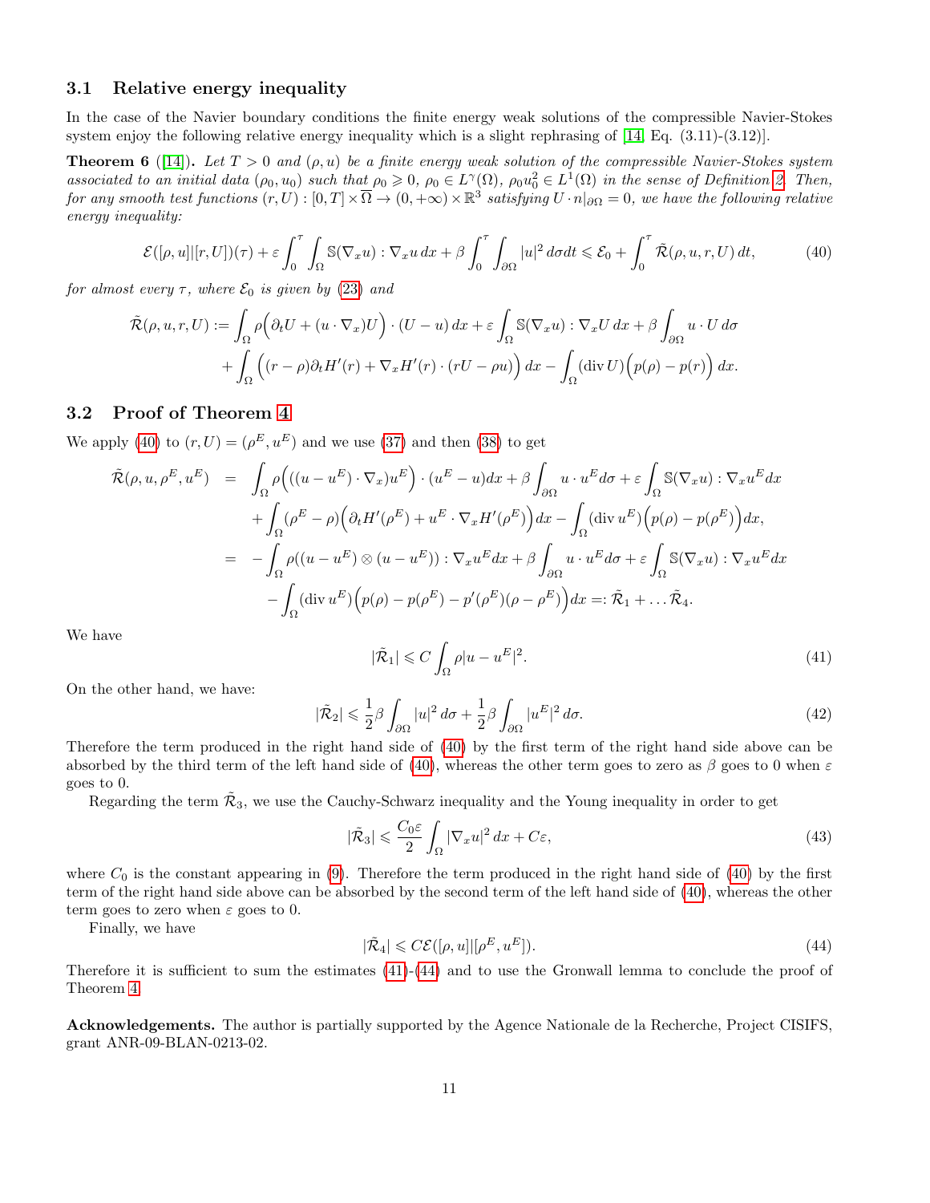### 3.1 Relative energy inequality

In the case of the Navier boundary conditions the finite energy weak solutions of the compressible Navier-Stokes system enjoy the following relative energy inequality which is a slight rephrasing of [14, Eq. (3.11)-(3.12)].

**Theorem 6** ([14]). *Let $T > 0$ and $(\rho, u)$ be a finite energy weak solution of the compressible Navier-Stokes system associated to an initial data $(\rho_0, u_0)$ such that $\rho_0 \geqslant 0$, $\rho_0 \in L^\gamma(\Omega)$, $\rho_0 u_0^2 \in L^1(\Omega)$ in the sense of Definition 2. Then, for any smooth test functions $(r, U) : [0, T] \times \overline{\Omega} \to (0, +\infty) \times \mathbb{R}^3$ satisfying $U \cdot n|_{\partial\Omega} = 0$, we have the following relative energy inequality:*

$$\mathcal{E}([\rho, u]|[r, U])(\tau) + \varepsilon \int_0^\tau \int_\Omega \mathbb{S}(\nabla_x u) : \nabla_x u \, dx + \beta \int_0^\tau \int_{\partial\Omega} |u|^2 \, d\sigma dt \leqslant \mathcal{E}_0 + \int_0^\tau \tilde{\mathcal{R}}(\rho, u, r, U) \, dt, \tag{40}$$

*for almost every $\tau$, where $\mathcal{E}_0$ is given by (23) and*

$$\begin{aligned}
\tilde{\mathcal{R}}(\rho, u, r, U) := &\int_\Omega \rho \Big( \partial_t U + (u \cdot \nabla_x) U \Big) \cdot (U - u) \, dx + \varepsilon \int_\Omega \mathbb{S}(\nabla_x u) : \nabla_x U \, dx + \beta \int_{\partial\Omega} u \cdot U \, d\sigma \\
&+ \int_\Omega \Big( (r - \rho) \partial_t H'(r) + \nabla_x H'(r) \cdot (rU - \rho u) \Big) \, dx - \int_\Omega (\operatorname{div} U) \Big( p(\rho) - p(r) \Big) \, dx.
\end{aligned}$$

### 3.2 Proof of Theorem 4

We apply (40) to $(r, U) = (\rho^E, u^E)$ and we use (37) and then (38) to get

$$\begin{aligned}
\tilde{\mathcal{R}}(\rho, u, \rho^E, u^E) &= \int_\Omega \rho \Big( ((u - u^E) \cdot \nabla_x) u^E \Big) \cdot (u^E - u) dx + \beta \int_{\partial\Omega} u \cdot u^E d\sigma + \varepsilon \int_\Omega \mathbb{S}(\nabla_x u) : \nabla_x u^E dx \\
&\quad + \int_\Omega (\rho^E - \rho) \Big( \partial_t H'(\rho^E) + u^E \cdot \nabla_x H'(\rho^E) \Big) dx - \int_\Omega (\operatorname{div} u^E) \Big( p(\rho) - p(\rho^E) \Big) dx, \\
&= -\int_\Omega \rho ((u - u^E) \otimes (u - u^E)) : \nabla_x u^E dx + \beta \int_{\partial\Omega} u \cdot u^E d\sigma + \varepsilon \int_\Omega \mathbb{S}(\nabla_x u) : \nabla_x u^E dx \\
&\quad - \int_\Omega (\operatorname{div} u^E) \Big( p(\rho) - p(\rho^E) - p'(\rho^E)(\rho - \rho^E) \Big) dx =: \tilde{\mathcal{R}}_1 + \ldots \tilde{\mathcal{R}}_4.
\end{aligned}$$

We have

$$|\tilde{\mathcal{R}}_1| \leqslant C \int_\Omega \rho |u - u^E|^2. \tag{41}$$

On the other hand, we have:

$$|\tilde{\mathcal{R}}_2| \leqslant \frac{1}{2} \beta \int_{\partial\Omega} |u|^2 \, d\sigma + \frac{1}{2} \beta \int_{\partial\Omega} |u^E|^2 \, d\sigma. \tag{42}$$

Therefore the term produced in the right hand side of (40) by the first term of the right hand side above can be absorbed by the third term of the left hand side of (40), whereas the other term goes to zero as $\beta$ goes to 0 when $\varepsilon$ goes to 0.

Regarding the term $\tilde{\mathcal{R}}_3$, we use the Cauchy-Schwarz inequality and the Young inequality in order to get

$$|\tilde{\mathcal{R}}_3| \leqslant \frac{C_0 \varepsilon}{2} \int_\Omega |\nabla_x u|^2 \, dx + C\varepsilon, \tag{43}$$

where $C_0$ is the constant appearing in (9). Therefore the term produced in the right hand side of (40) by the first term of the right hand side above can be absorbed by the second term of the left hand side of (40), whereas the other term goes to zero when $\varepsilon$ goes to 0.

Finally, we have

$$|\tilde{\mathcal{R}}_4| \leqslant C \mathcal{E}([\rho, u]|[\rho^E, u^E]). \tag{44}$$

Therefore it is sufficient to sum the estimates (41)-(44) and to use the Gronwall lemma to conclude the proof of Theorem 4.

**Acknowledgements.** The author is partially supported by the Agence Nationale de la Recherche, Project CISIFS, grant ANR-09-BLAN-0213-02.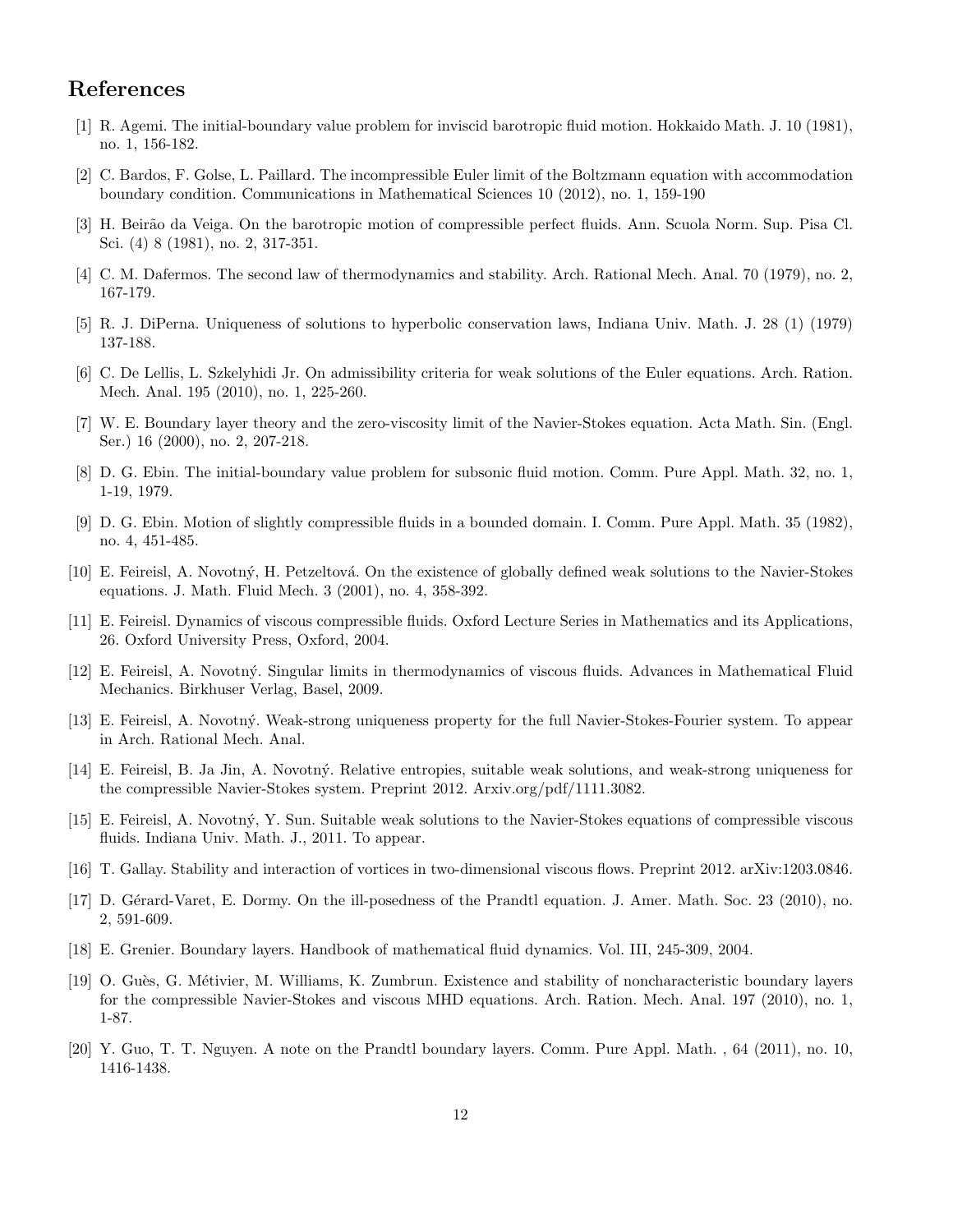## References

[1] R. Agemi. The initial-boundary value problem for inviscid barotropic fluid motion. Hokkaido Math. J. 10 (1981), no. 1, 156-182.

[2] C. Bardos, F. Golse, L. Paillard. The incompressible Euler limit of the Boltzmann equation with accommodation boundary condition. Communications in Mathematical Sciences 10 (2012), no. 1, 159-190

[3] H. Beirão da Veiga. On the barotropic motion of compressible perfect fluids. Ann. Scuola Norm. Sup. Pisa Cl. Sci. (4) 8 (1981), no. 2, 317-351.

[4] C. M. Dafermos. The second law of thermodynamics and stability. Arch. Rational Mech. Anal. 70 (1979), no. 2, 167-179.

[5] R. J. DiPerna. Uniqueness of solutions to hyperbolic conservation laws, Indiana Univ. Math. J. 28 (1) (1979) 137-188.

[6] C. De Lellis, L. Szekelyhidi Jr. On admissibility criteria for weak solutions of the Euler equations. Arch. Ration. Mech. Anal. 195 (2010), no. 1, 225-260.

[7] W. E. Boundary layer theory and the zero-viscosity limit of the Navier-Stokes equation. Acta Math. Sin. (Engl. Ser.) 16 (2000), no. 2, 207-218.

[8] D. G. Ebin. The initial-boundary value problem for subsonic fluid motion. Comm. Pure Appl. Math. 32, no. 1, 1-19, 1979.

[9] D. G. Ebin. Motion of slightly compressible fluids in a bounded domain. I. Comm. Pure Appl. Math. 35 (1982), no. 4, 451-485.

[10] E. Feireisl, A. Novotný, H. Petzeltová. On the existence of globally defined weak solutions to the Navier-Stokes equations. J. Math. Fluid Mech. 3 (2001), no. 4, 358-392.

[11] E. Feireisl. Dynamics of viscous compressible fluids. Oxford Lecture Series in Mathematics and its Applications, 26. Oxford University Press, Oxford, 2004.

[12] E. Feireisl, A. Novotný. Singular limits in thermodynamics of viscous fluids. Advances in Mathematical Fluid Mechanics. Birkhuser Verlag, Basel, 2009.

[13] E. Feireisl, A. Novotný. Weak-strong uniqueness property for the full Navier-Stokes-Fourier system. To appear in Arch. Rational Mech. Anal.

[14] E. Feireisl, B. Ja Jin, A. Novotný. Relative entropies, suitable weak solutions, and weak-strong uniqueness for the compressible Navier-Stokes system. Preprint 2012. Arxiv.org/pdf/1111.3082.

[15] E. Feireisl, A. Novotný, Y. Sun. Suitable weak solutions to the Navier-Stokes equations of compressible viscous fluids. Indiana Univ. Math. J., 2011. To appear.

[16] T. Gallay. Stability and interaction of vortices in two-dimensional viscous flows. Preprint 2012. arXiv:1203.0846.

[17] D. Gérard-Varet, E. Dormy. On the ill-posedness of the Prandtl equation. J. Amer. Math. Soc. 23 (2010), no. 2, 591-609.

[18] E. Grenier. Boundary layers. Handbook of mathematical fluid dynamics. Vol. III, 245-309, 2004.

[19] O. Guès, G. Métivier, M. Williams, K. Zumbrun. Existence and stability of noncharacteristic boundary layers for the compressible Navier-Stokes and viscous MHD equations. Arch. Ration. Mech. Anal. 197 (2010), no. 1, 1-87.

[20] Y. Guo, T. T. Nguyen. A note on the Prandtl boundary layers. Comm. Pure Appl. Math. , 64 (2011), no. 10, 1416-1438.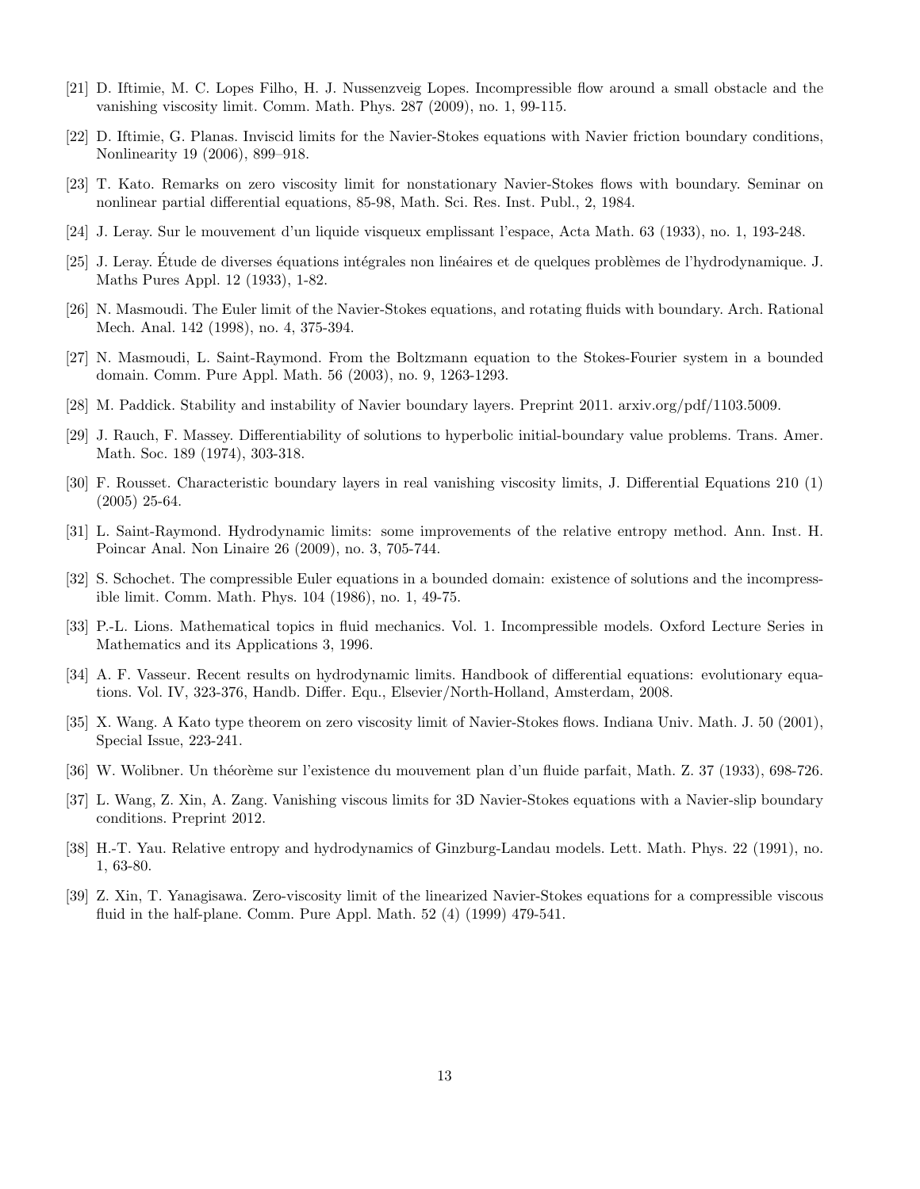[21] D. Iftimie, M. C. Lopes Filho, H. J. Nussenzveig Lopes. Incompressible flow around a small obstacle and the vanishing viscosity limit. Comm. Math. Phys. 287 (2009), no. 1, 99-115.

[22] D. Iftimie, G. Planas. Inviscid limits for the Navier-Stokes equations with Navier friction boundary conditions, Nonlinearity 19 (2006), 899–918.

[23] T. Kato. Remarks on zero viscosity limit for nonstationary Navier-Stokes flows with boundary. Seminar on nonlinear partial differential equations, 85-98, Math. Sci. Res. Inst. Publ., 2, 1984.

[24] J. Leray. Sur le mouvement d'un liquide visqueux emplissant l'espace, Acta Math. 63 (1933), no. 1, 193-248.

[25] J. Leray. Étude de diverses équations intégrales non linéaires et de quelques problèmes de l'hydrodynamique. J. Maths Pures Appl. 12 (1933), 1-82.

[26] N. Masmoudi. The Euler limit of the Navier-Stokes equations, and rotating fluids with boundary. Arch. Rational Mech. Anal. 142 (1998), no. 4, 375-394.

[27] N. Masmoudi, L. Saint-Raymond. From the Boltzmann equation to the Stokes-Fourier system in a bounded domain. Comm. Pure Appl. Math. 56 (2003), no. 9, 1263-1293.

[28] M. Paddick. Stability and instability of Navier boundary layers. Preprint 2011. arxiv.org/pdf/1103.5009.

[29] J. Rauch, F. Massey. Differentiability of solutions to hyperbolic initial-boundary value problems. Trans. Amer. Math. Soc. 189 (1974), 303-318.

[30] F. Rousset. Characteristic boundary layers in real vanishing viscosity limits, J. Differential Equations 210 (1) (2005) 25-64.

[31] L. Saint-Raymond. Hydrodynamic limits: some improvements of the relative entropy method. Ann. Inst. H. Poincar Anal. Non Linaire 26 (2009), no. 3, 705-744.

[32] S. Schochet. The compressible Euler equations in a bounded domain: existence of solutions and the incompressible limit. Comm. Math. Phys. 104 (1986), no. 1, 49-75.

[33] P.-L. Lions. Mathematical topics in fluid mechanics. Vol. 1. Incompressible models. Oxford Lecture Series in Mathematics and its Applications 3, 1996.

[34] A. F. Vasseur. Recent results on hydrodynamic limits. Handbook of differential equations: evolutionary equations. Vol. IV, 323-376, Handb. Differ. Equ., Elsevier/North-Holland, Amsterdam, 2008.

[35] X. Wang. A Kato type theorem on zero viscosity limit of Navier-Stokes flows. Indiana Univ. Math. J. 50 (2001), Special Issue, 223-241.

[36] W. Wolibner. Un théorème sur l'existence du mouvement plan d'un fluide parfait, Math. Z. 37 (1933), 698-726.

[37] L. Wang, Z. Xin, A. Zang. Vanishing viscous limits for 3D Navier-Stokes equations with a Navier-slip boundary conditions. Preprint 2012.

[38] H.-T. Yau. Relative entropy and hydrodynamics of Ginzburg-Landau models. Lett. Math. Phys. 22 (1991), no. 1, 63-80.

[39] Z. Xin, T. Yanagisawa. Zero-viscosity limit of the linearized Navier-Stokes equations for a compressible viscous fluid in the half-plane. Comm. Pure Appl. Math. 52 (4) (1999) 479-541.